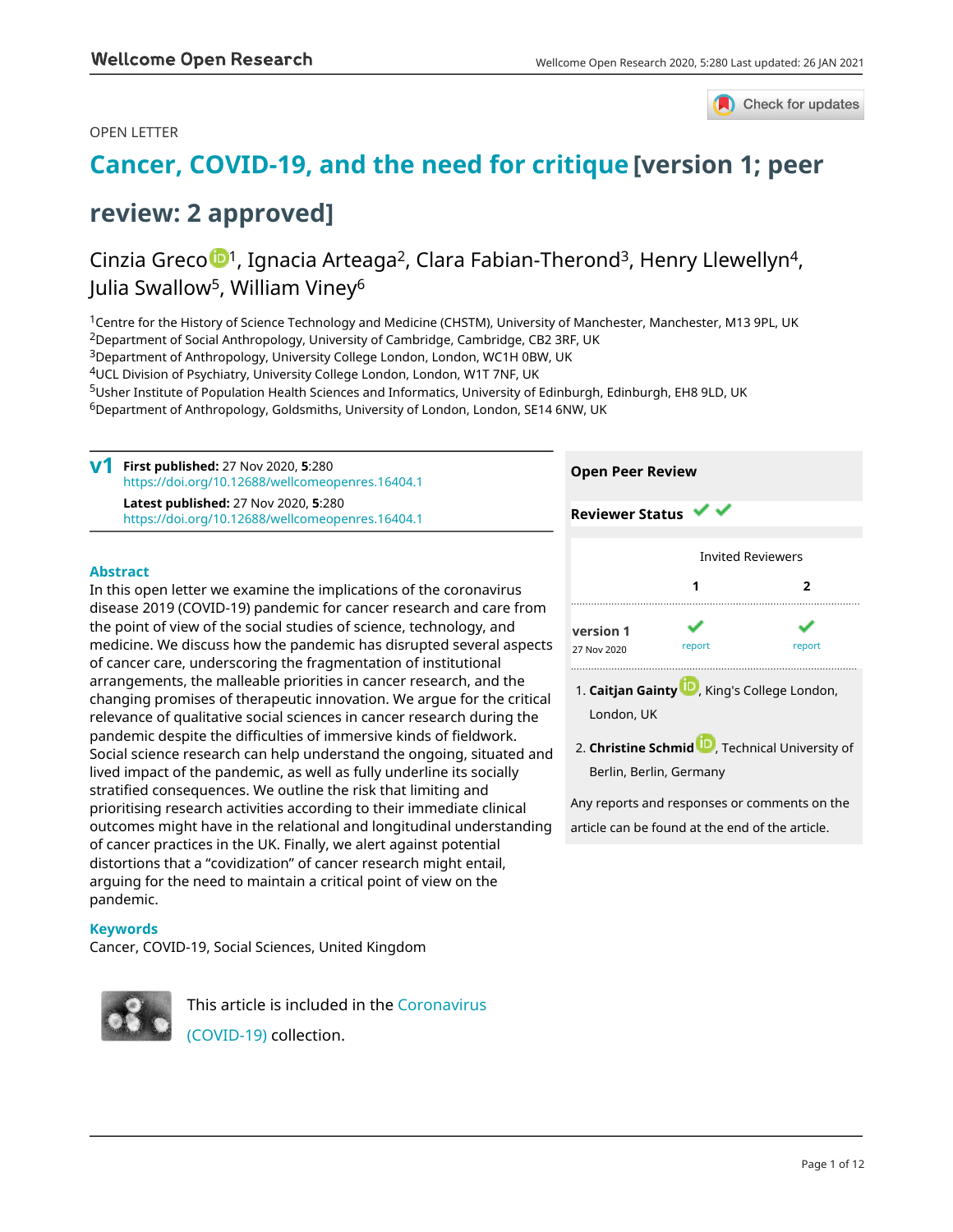OPEN LETTER

# Cancer, COVID-19, and the need for critique [version 1; peer review: 2 approved]

Cinzia Greco[1], Ignacia Arteaga[2], Clara Fabian-Therond[3], Henry Llewellyn[4], Julia Swallow[5], William Viney[6]

[1]Centre for the History of Science Technology and Medicine (CHSTM), University of Manchester, Manchester, M13 9PL, UK
[2]Department of Social Anthropology, University of Cambridge, Cambridge, CB2 3RF, UK
[3]Department of Anthropology, University College London, London, WC1H 0BW, UK
[4]UCL Division of Psychiatry, University College London, London, W1T 7NF, UK
[5]Usher Institute of Population Health Sciences and Informatics, University of Edinburgh, Edinburgh, EH8 9LD, UK
[6]Department of Anthropology, Goldsmiths, University of London, London, SE14 6NW, UK

**v1** **First published:** 27 Nov 2020, **5**:280
https://doi.org/10.12688/wellcomeopenres.16404.1
**Latest published:** 27 Nov 2020, **5**:280
https://doi.org/10.12688/wellcomeopenres.16404.1

## Abstract

In this open letter we examine the implications of the coronavirus disease 2019 (COVID-19) pandemic for cancer research and care from the point of view of the social studies of science, technology, and medicine. We discuss how the pandemic has disrupted several aspects of cancer care, underscoring the fragmentation of institutional arrangements, the malleable priorities in cancer research, and the changing promises of therapeutic innovation. We argue for the critical relevance of qualitative social sciences in cancer research during the pandemic despite the difficulties of immersive kinds of fieldwork. Social science research can help understand the ongoing, situated and lived impact of the pandemic, as well as fully underline its socially stratified consequences. We outline the risk that limiting and prioritising research activities according to their immediate clinical outcomes might have in the relational and longitudinal understanding of cancer practices in the UK. Finally, we alert against potential distortions that a "covidization" of cancer research might entail, arguing for the need to maintain a critical point of view on the pandemic.

## Keywords

Cancer, COVID-19, Social Sciences, United Kingdom

**Open Peer Review**

**Reviewer Status** ✔ ✔

| | Invited Reviewers | |
|---|---|---|
| | 1 | 2 |
| version 1 27 Nov 2020 | ✔ report | ✔ report |

1. **Caitjan Gainty**, King's College London, London, UK
2. **Christine Schmid**, Technical University of Berlin, Berlin, Germany

Any reports and responses or comments on the article can be found at the end of the article.

This article is included in the Coronavirus (COVID-19) collection.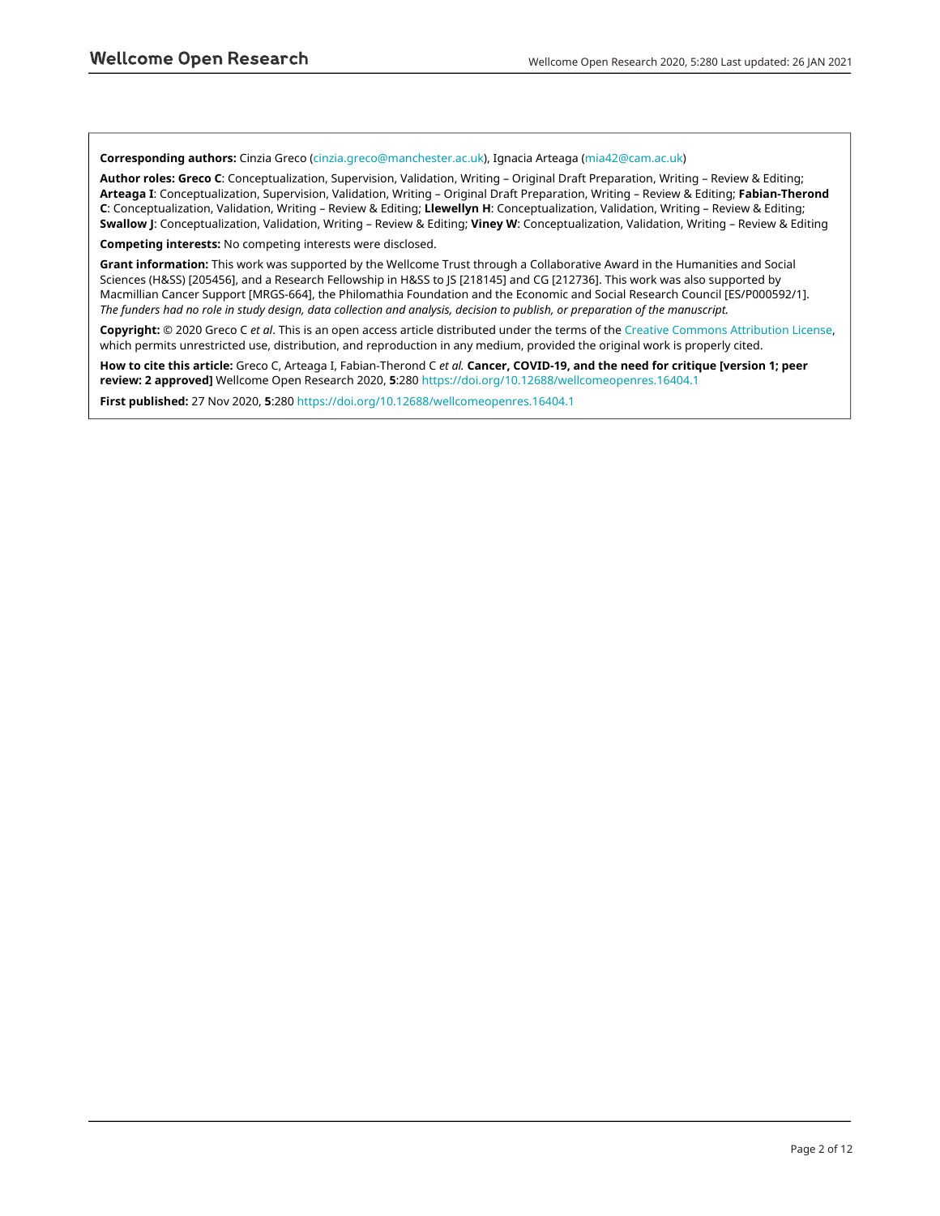**Corresponding authors:** Cinzia Greco (cinzia.greco@manchester.ac.uk), Ignacia Arteaga (mia42@cam.ac.uk)

**Author roles: Greco C**: Conceptualization, Supervision, Validation, Writing – Original Draft Preparation, Writing – Review & Editing; **Arteaga I**: Conceptualization, Supervision, Validation, Writing – Original Draft Preparation, Writing – Review & Editing; **Fabian-Therond C**: Conceptualization, Validation, Writing – Review & Editing; **Llewellyn H**: Conceptualization, Validation, Writing – Review & Editing; **Swallow J**: Conceptualization, Validation, Writing – Review & Editing; **Viney W**: Conceptualization, Validation, Writing – Review & Editing

**Competing interests:** No competing interests were disclosed.

**Grant information:** This work was supported by the Wellcome Trust through a Collaborative Award in the Humanities and Social Sciences (H&SS) [205456], and a Research Fellowship in H&SS to JS [218145] and CG [212736]. This work was also supported by Macmillian Cancer Support [MRGS-664], the Philomathia Foundation and the Economic and Social Research Council [ES/P000592/1].
*The funders had no role in study design, data collection and analysis, decision to publish, or preparation of the manuscript.*

**Copyright:** © 2020 Greco C *et al*. This is an open access article distributed under the terms of the Creative Commons Attribution License, which permits unrestricted use, distribution, and reproduction in any medium, provided the original work is properly cited.

**How to cite this article:** Greco C, Arteaga I, Fabian-Therond C *et al.* **Cancer, COVID-19, and the need for critique [version 1; peer review: 2 approved]** Wellcome Open Research 2020, **5**:280 https://doi.org/10.12688/wellcomeopenres.16404.1

**First published:** 27 Nov 2020, **5**:280 https://doi.org/10.12688/wellcomeopenres.16404.1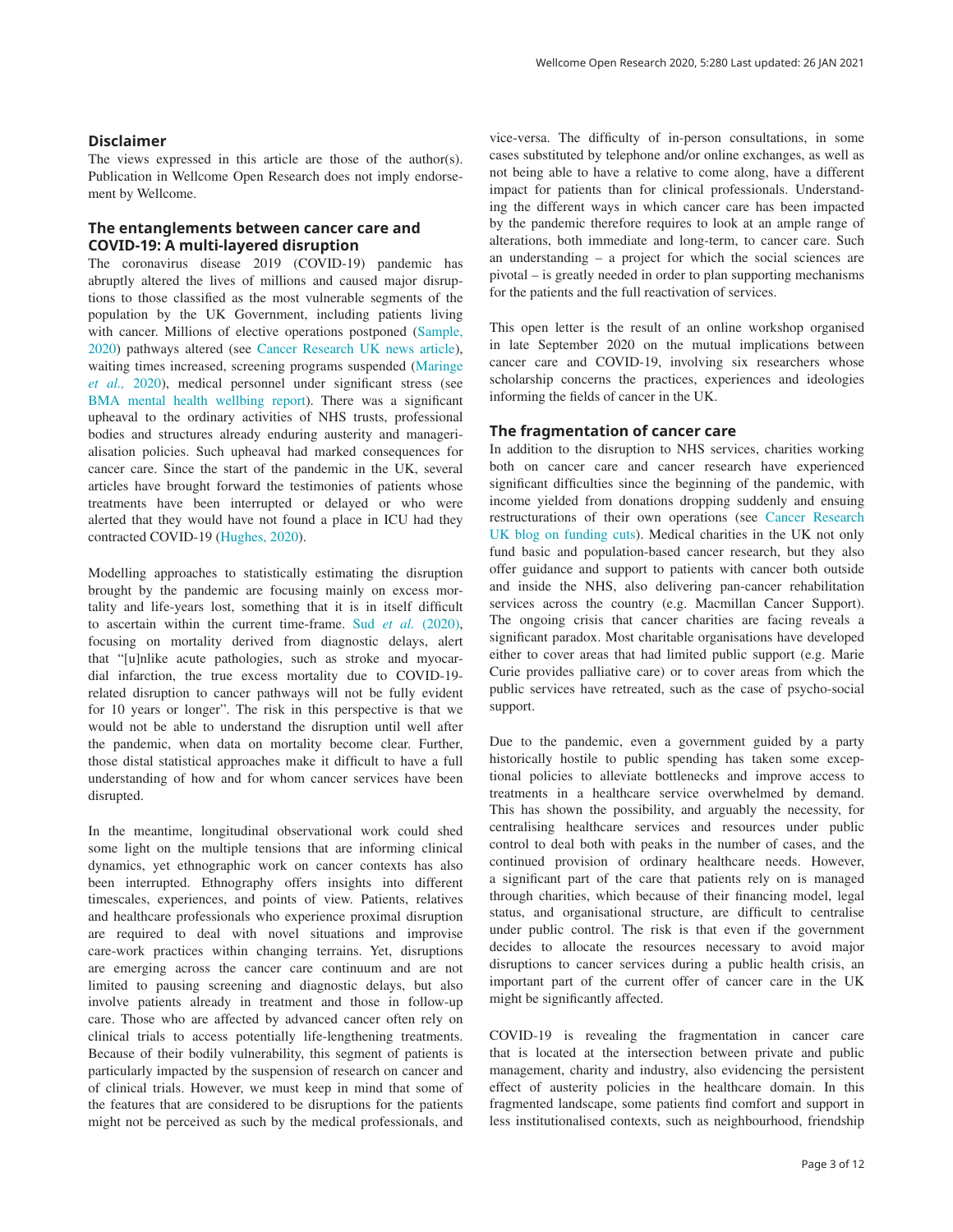## Disclaimer

The views expressed in this article are those of the author(s). Publication in Wellcome Open Research does not imply endorsement by Wellcome.

## The entanglements between cancer care and COVID-19: A multi-layered disruption

The coronavirus disease 2019 (COVID-19) pandemic has abruptly altered the lives of millions and caused major disruptions to those classified as the most vulnerable segments of the population by the UK Government, including patients living with cancer. Millions of elective operations postponed (Sample, 2020) pathways altered (see Cancer Research UK news article), waiting times increased, screening programs suspended (Maringe *et al.,* 2020), medical personnel under significant stress (see BMA mental health wellbing report). There was a significant upheaval to the ordinary activities of NHS trusts, professional bodies and structures already enduring austerity and managerialisation policies. Such upheaval had marked consequences for cancer care. Since the start of the pandemic in the UK, several articles have brought forward the testimonies of patients whose treatments have been interrupted or delayed or who were alerted that they would have not found a place in ICU had they contracted COVID-19 (Hughes, 2020).

Modelling approaches to statistically estimating the disruption brought by the pandemic are focusing mainly on excess mortality and life-years lost, something that it is in itself difficult to ascertain within the current time-frame. Sud *et al.* (2020), focusing on mortality derived from diagnostic delays, alert that "[u]nlike acute pathologies, such as stroke and myocardial infarction, the true excess mortality due to COVID-19-related disruption to cancer pathways will not be fully evident for 10 years or longer". The risk in this perspective is that we would not be able to understand the disruption until well after the pandemic, when data on mortality become clear. Further, those distal statistical approaches make it difficult to have a full understanding of how and for whom cancer services have been disrupted.

In the meantime, longitudinal observational work could shed some light on the multiple tensions that are informing clinical dynamics, yet ethnographic work on cancer contexts has also been interrupted. Ethnography offers insights into different timescales, experiences, and points of view. Patients, relatives and healthcare professionals who experience proximal disruption are required to deal with novel situations and improvise care-work practices within changing terrains. Yet, disruptions are emerging across the cancer care continuum and are not limited to pausing screening and diagnostic delays, but also involve patients already in treatment and those in follow-up care. Those who are affected by advanced cancer often rely on clinical trials to access potentially life-lengthening treatments. Because of their bodily vulnerability, this segment of patients is particularly impacted by the suspension of research on cancer and of clinical trials. However, we must keep in mind that some of the features that are considered to be disruptions for the patients might not be perceived as such by the medical professionals, and vice-versa. The difficulty of in-person consultations, in some cases substituted by telephone and/or online exchanges, as well as not being able to have a relative to come along, have a different impact for patients than for clinical professionals. Understanding the different ways in which cancer care has been impacted by the pandemic therefore requires to look at an ample range of alterations, both immediate and long-term, to cancer care. Such an understanding – a project for which the social sciences are pivotal – is greatly needed in order to plan supporting mechanisms for the patients and the full reactivation of services.

This open letter is the result of an online workshop organised in late September 2020 on the mutual implications between cancer care and COVID-19, involving six researchers whose scholarship concerns the practices, experiences and ideologies informing the fields of cancer in the UK.

## The fragmentation of cancer care

In addition to the disruption to NHS services, charities working both on cancer care and cancer research have experienced significant difficulties since the beginning of the pandemic, with income yielded from donations dropping suddenly and ensuing restructurations of their own operations (see Cancer Research UK blog on funding cuts). Medical charities in the UK not only fund basic and population-based cancer research, but they also offer guidance and support to patients with cancer both outside and inside the NHS, also delivering pan-cancer rehabilitation services across the country (e.g. Macmillan Cancer Support). The ongoing crisis that cancer charities are facing reveals a significant paradox. Most charitable organisations have developed either to cover areas that had limited public support (e.g. Marie Curie provides palliative care) or to cover areas from which the public services have retreated, such as the case of psycho-social support.

Due to the pandemic, even a government guided by a party historically hostile to public spending has taken some exceptional policies to alleviate bottlenecks and improve access to treatments in a healthcare service overwhelmed by demand. This has shown the possibility, and arguably the necessity, for centralising healthcare services and resources under public control to deal both with peaks in the number of cases, and the continued provision of ordinary healthcare needs. However, a significant part of the care that patients rely on is managed through charities, which because of their financing model, legal status, and organisational structure, are difficult to centralise under public control. The risk is that even if the government decides to allocate the resources necessary to avoid major disruptions to cancer services during a public health crisis, an important part of the current offer of cancer care in the UK might be significantly affected.

COVID-19 is revealing the fragmentation in cancer care that is located at the intersection between private and public management, charity and industry, also evidencing the persistent effect of austerity policies in the healthcare domain. In this fragmented landscape, some patients find comfort and support in less institutionalised contexts, such as neighbourhood, friendship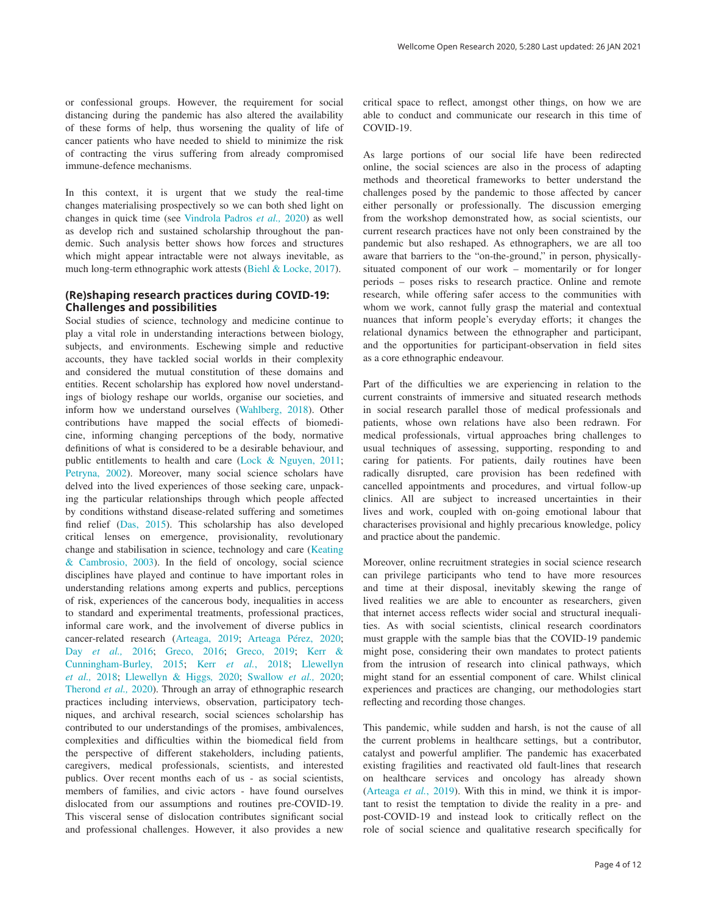or confessional groups. However, the requirement for social distancing during the pandemic has also altered the availability of these forms of help, thus worsening the quality of life of cancer patients who have needed to shield to minimize the risk of contracting the virus suffering from already compromised immune-defence mechanisms.

In this context, it is urgent that we study the real-time changes materialising prospectively so we can both shed light on changes in quick time (see Vindrola Padros *et al.,* 2020) as well as develop rich and sustained scholarship throughout the pandemic. Such analysis better shows how forces and structures which might appear intractable were not always inevitable, as much long-term ethnographic work attests (Biehl & Locke, 2017).

## (Re)shaping research practices during COVID-19: Challenges and possibilities

Social studies of science, technology and medicine continue to play a vital role in understanding interactions between biology, subjects, and environments. Eschewing simple and reductive accounts, they have tackled social worlds in their complexity and considered the mutual constitution of these domains and entities. Recent scholarship has explored how novel understandings of biology reshape our worlds, organise our societies, and inform how we understand ourselves (Wahlberg, 2018). Other contributions have mapped the social effects of biomedicine, informing changing perceptions of the body, normative definitions of what is considered to be a desirable behaviour, and public entitlements to health and care (Lock & Nguyen, 2011; Petryna, 2002). Moreover, many social science scholars have delved into the lived experiences of those seeking care, unpacking the particular relationships through which people affected by conditions withstand disease-related suffering and sometimes find relief (Das, 2015). This scholarship has also developed critical lenses on emergence, provisionality, revolutionary change and stabilisation in science, technology and care (Keating & Cambrosio, 2003). In the field of oncology, social science disciplines have played and continue to have important roles in understanding relations among experts and publics, perceptions of risk, experiences of the cancerous body, inequalities in access to standard and experimental treatments, professional practices, informal care work, and the involvement of diverse publics in cancer-related research (Arteaga, 2019; Arteaga Pérez, 2020; Day *et al.,* 2016; Greco, 2016; Greco, 2019; Kerr & Cunningham-Burley, 2015; Kerr *et al.*, 2018; Llewellyn *et al.,* 2018; Llewellyn & Higgs, 2020; Swallow *et al.,* 2020; Therond *et al.,* 2020). Through an array of ethnographic research practices including interviews, observation, participatory techniques, and archival research, social sciences scholarship has contributed to our understandings of the promises, ambivalences, complexities and difficulties within the biomedical field from the perspective of different stakeholders, including patients, caregivers, medical professionals, scientists, and interested publics. Over recent months each of us - as social scientists, members of families, and civic actors - have found ourselves dislocated from our assumptions and routines pre-COVID-19. This visceral sense of dislocation contributes significant social and professional challenges. However, it also provides a new critical space to reflect, amongst other things, on how we are able to conduct and communicate our research in this time of COVID-19.

As large portions of our social life have been redirected online, the social sciences are also in the process of adapting methods and theoretical frameworks to better understand the challenges posed by the pandemic to those affected by cancer either personally or professionally. The discussion emerging from the workshop demonstrated how, as social scientists, our current research practices have not only been constrained by the pandemic but also reshaped. As ethnographers, we are all too aware that barriers to the "on-the-ground," in person, physically-situated component of our work – momentarily or for longer periods – poses risks to research practice. Online and remote research, while offering safer access to the communities with whom we work, cannot fully grasp the material and contextual nuances that inform people's everyday efforts; it changes the relational dynamics between the ethnographer and participant, and the opportunities for participant-observation in field sites as a core ethnographic endeavour.

Part of the difficulties we are experiencing in relation to the current constraints of immersive and situated research methods in social research parallel those of medical professionals and patients, whose own relations have also been redrawn. For medical professionals, virtual approaches bring challenges to usual techniques of assessing, supporting, responding to and caring for patients. For patients, daily routines have been radically disrupted, care provision has been redefined with cancelled appointments and procedures, and virtual follow-up clinics. All are subject to increased uncertainties in their lives and work, coupled with on-going emotional labour that characterises provisional and highly precarious knowledge, policy and practice about the pandemic.

Moreover, online recruitment strategies in social science research can privilege participants who tend to have more resources and time at their disposal, inevitably skewing the range of lived realities we are able to encounter as researchers, given that internet access reflects wider social and structural inequalities. As with social scientists, clinical research coordinators must grapple with the sample bias that the COVID-19 pandemic might pose, considering their own mandates to protect patients from the intrusion of research into clinical pathways, which might stand for an essential component of care. Whilst clinical experiences and practices are changing, our methodologies start reflecting and recording those changes.

This pandemic, while sudden and harsh, is not the cause of all the current problems in healthcare settings, but a contributor, catalyst and powerful amplifier. The pandemic has exacerbated existing fragilities and reactivated old fault-lines that research on healthcare services and oncology has already shown (Arteaga *et al.*, 2019). With this in mind, we think it is important to resist the temptation to divide the reality in a pre- and post-COVID-19 and instead look to critically reflect on the role of social science and qualitative research specifically for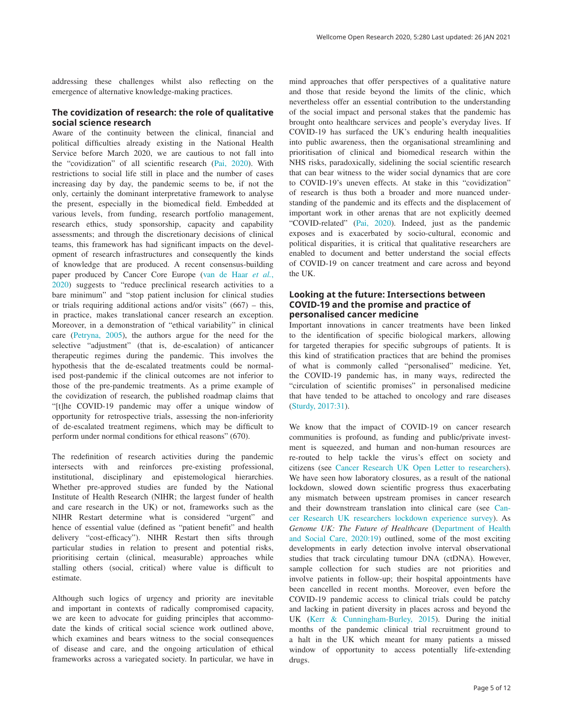addressing these challenges whilst also reflecting on the emergence of alternative knowledge-making practices.

## The covidization of research: the role of qualitative social science research

Aware of the continuity between the clinical, financial and political difficulties already existing in the National Health Service before March 2020, we are cautious to not fall into the "covidization" of all scientific research (Pai, 2020). With restrictions to social life still in place and the number of cases increasing day by day, the pandemic seems to be, if not the only, certainly the dominant interpretative framework to analyse the present, especially in the biomedical field. Embedded at various levels, from funding, research portfolio management, research ethics, study sponsorship, capacity and capability assessments; and through the discretionary decisions of clinical teams, this framework has had significant impacts on the development of research infrastructures and consequently the kinds of knowledge that are produced. A recent consensus-building paper produced by Cancer Core Europe (van de Haar *et al.*, 2020) suggests to "reduce preclinical research activities to a bare minimum" and "stop patient inclusion for clinical studies or trials requiring additional actions and/or visits" (667) – this, in practice, makes translational cancer research an exception. Moreover, in a demonstration of "ethical variability" in clinical care (Petryna, 2005), the authors argue for the need for the selective "adjustment" (that is, de-escalation) of anticancer therapeutic regimes during the pandemic. This involves the hypothesis that the de-escalated treatments could be normalised post-pandemic if the clinical outcomes are not inferior to those of the pre-pandemic treatments. As a prime example of the covidization of research, the published roadmap claims that "[t]he COVID-19 pandemic may offer a unique window of opportunity for retrospective trials, assessing the non-inferiority of de-escalated treatment regimens, which may be difficult to perform under normal conditions for ethical reasons" (670).

The redefinition of research activities during the pandemic intersects with and reinforces pre-existing professional, institutional, disciplinary and epistemological hierarchies. Whether pre-approved studies are funded by the National Institute of Health Research (NIHR; the largest funder of health and care research in the UK) or not, frameworks such as the NIHR Restart determine what is considered "urgent" and hence of essential value (defined as "patient benefit" and health delivery "cost-efficacy"). NIHR Restart then sifts through particular studies in relation to present and potential risks, prioritising certain (clinical, measurable) approaches while stalling others (social, critical) where value is difficult to estimate.

Although such logics of urgency and priority are inevitable and important in contexts of radically compromised capacity, we are keen to advocate for guiding principles that accommodate the kinds of critical social science work outlined above, which examines and bears witness to the social consequences of disease and care, and the ongoing articulation of ethical frameworks across a variegated society. In particular, we have in mind approaches that offer perspectives of a qualitative nature and those that reside beyond the limits of the clinic, which nevertheless offer an essential contribution to the understanding of the social impact and personal stakes that the pandemic has brought onto healthcare services and people's everyday lives. If COVID-19 has surfaced the UK's enduring health inequalities into public awareness, then the organisational streamlining and prioritisation of clinical and biomedical research within the NHS risks, paradoxically, sidelining the social scientific research that can bear witness to the wider social dynamics that are core to COVID-19's uneven effects. At stake in this "covidization" of research is thus both a broader and more nuanced understanding of the pandemic and its effects and the displacement of important work in other arenas that are not explicitly deemed "COVID-related" (Pai, 2020). Indeed, just as the pandemic exposes and is exacerbated by socio-cultural, economic and political disparities, it is critical that qualitative researchers are enabled to document and better understand the social effects of COVID-19 on cancer treatment and care across and beyond the UK.

## Looking at the future: Intersections between COVID-19 and the promise and practice of personalised cancer medicine

Important innovations in cancer treatments have been linked to the identification of specific biological markers, allowing for targeted therapies for specific subgroups of patients. It is this kind of stratification practices that are behind the promises of what is commonly called "personalised" medicine. Yet, the COVID-19 pandemic has, in many ways, redirected the "circulation of scientific promises" in personalised medicine that have tended to be attached to oncology and rare diseases (Sturdy, 2017:31).

We know that the impact of COVID-19 on cancer research communities is profound, as funding and public/private investment is squeezed, and human and non-human resources are re-routed to help tackle the virus's effect on society and citizens (see Cancer Research UK Open Letter to researchers). We have seen how laboratory closures, as a result of the national lockdown, slowed down scientific progress thus exacerbating any mismatch between upstream promises in cancer research and their downstream translation into clinical care (see Cancer Research UK researchers lockdown experience survey). As *Genome UK: The Future of Healthcare* (Department of Health and Social Care, 2020:19) outlined, some of the most exciting developments in early detection involve interval observational studies that track circulating tumour DNA (ctDNA). However, sample collection for such studies are not priorities and involve patients in follow-up; their hospital appointments have been cancelled in recent months. Moreover, even before the COVID-19 pandemic access to clinical trials could be patchy and lacking in patient diversity in places across and beyond the UK (Kerr & Cunningham-Burley, 2015). During the initial months of the pandemic clinical trial recruitment ground to a halt in the UK which meant for many patients a missed window of opportunity to access potentially life-extending drugs.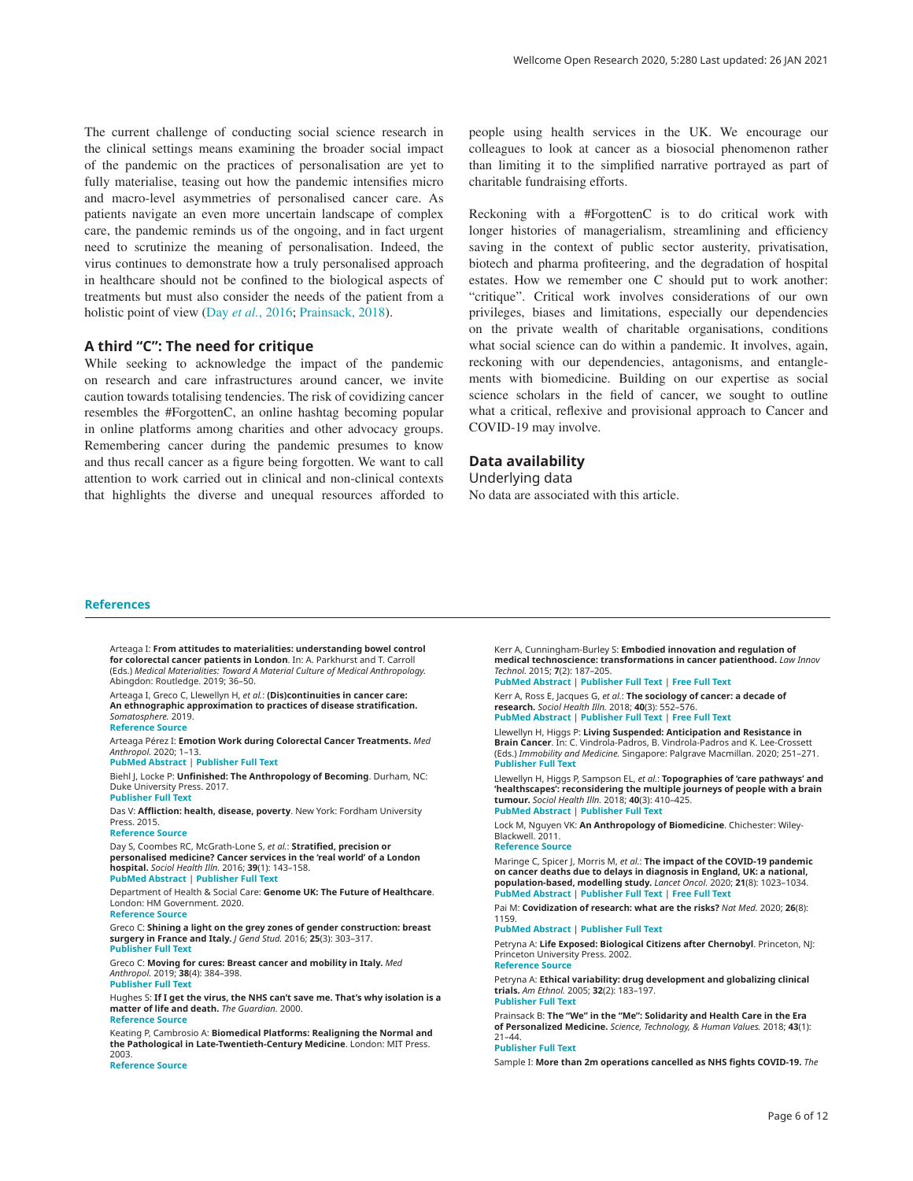The current challenge of conducting social science research in the clinical settings means examining the broader social impact of the pandemic on the practices of personalisation are yet to fully materialise, teasing out how the pandemic intensifies micro and macro-level asymmetries of personalised cancer care. As patients navigate an even more uncertain landscape of complex care, the pandemic reminds us of the ongoing, and in fact urgent need to scrutinize the meaning of personalisation. Indeed, the virus continues to demonstrate how a truly personalised approach in healthcare should not be confined to the biological aspects of treatments but must also consider the needs of the patient from a holistic point of view (Day *et al.*, 2016; Prainsack, 2018).

## A third "C": The need for critique

While seeking to acknowledge the impact of the pandemic on research and care infrastructures around cancer, we invite caution towards totalising tendencies. The risk of covidizing cancer resembles the #ForgottenC, an online hashtag becoming popular in online platforms among charities and other advocacy groups. Remembering cancer during the pandemic presumes to know and thus recall cancer as a figure being forgotten. We want to call attention to work carried out in clinical and non-clinical contexts that highlights the diverse and unequal resources afforded to people using health services in the UK. We encourage our colleagues to look at cancer as a biosocial phenomenon rather than limiting it to the simplified narrative portrayed as part of charitable fundraising efforts.

Reckoning with a #ForgottenC is to do critical work with longer histories of managerialism, streamlining and efficiency saving in the context of public sector austerity, privatisation, biotech and pharma profiteering, and the degradation of hospital estates. How we remember one C should put to work another: "critique". Critical work involves considerations of our own privileges, biases and limitations, especially our dependencies on the private wealth of charitable organisations, conditions what social science can do within a pandemic. It involves, again, reckoning with our dependencies, antagonisms, and entanglements with biomedicine. Building on our expertise as social science scholars in the field of cancer, we sought to outline what a critical, reflexive and provisional approach to Cancer and COVID-19 may involve.

## Data availability

### Underlying data

No data are associated with this article.

## References

Arteaga I: **From attitudes to materialities: understanding bowel control for colorectal cancer patients in London**. In: A. Parkhurst and T. Carroll (Eds.) *Medical Materialities: Toward A Material Culture of Medical Anthropology.* Abingdon: Routledge. 2019; 36–50.

Arteaga I, Greco C, Llewellyn H, *et al.*: **(Dis)continuities in cancer care: An ethnographic approximation to practices of disease stratification.** *Somatosphere.* 2019.
Reference Source

Arteaga Pérez I: **Emotion Work during Colorectal Cancer Treatments.** *Med Anthropol.* 2020; 1–13.
PubMed Abstract | Publisher Full Text

Biehl J, Locke P: **Unfinished: The Anthropology of Becoming**. Durham, NC: Duke University Press. 2017.
Publisher Full Text

Das V: **Affliction: health, disease, poverty**. New York: Fordham University Press. 2015.
Reference Source

Day S, Coombes RC, McGrath-Lone S, *et al.*: **Stratified, precision or personalised medicine? Cancer services in the 'real world' of a London hospital.** *Sociol Health Illn.* 2016; **39**(1): 143–158.
PubMed Abstract | Publisher Full Text

Department of Health & Social Care: **Genome UK: The Future of Healthcare**. London: HM Government. 2020.
Reference Source

Greco C: **Shining a light on the grey zones of gender construction: breast surgery in France and Italy.** *J Gend Stud.* 2016; **25**(3): 303–317.
Publisher Full Text

Greco C: **Moving for cures: Breast cancer and mobility in Italy.** *Med Anthropol.* 2019; **38**(4): 384–398.
Publisher Full Text

Hughes S: **If I get the virus, the NHS can't save me. That's why isolation is a matter of life and death.** *The Guardian.* 2000.
Reference Source

Keating P, Cambrosio A: **Biomedical Platforms: Realigning the Normal and the Pathological in Late-Twentieth-Century Medicine**. London: MIT Press. 2003.
Reference Source

Kerr A, Cunningham-Burley S: **Embodied innovation and regulation of medical technoscience: transformations in cancer patienthood.** *Law Innov Technol.* 2015; **7**(2): 187–205.
PubMed Abstract | Publisher Full Text | Free Full Text

Kerr A, Ross E, Jacques G, *et al.*: **The sociology of cancer: a decade of research.** *Sociol Health Illn.* 2018; **40**(3): 552–576.
PubMed Abstract | Publisher Full Text | Free Full Text

Llewellyn H, Higgs P: **Living Suspended: Anticipation and Resistance in Brain Cancer**. In: C. Vindrola-Padros, B. Vindrola-Padros and K. Lee-Crossett (Eds.) *Immobility and Medicine.* Singapore: Palgrave Macmillan. 2020; 251–271.
Publisher Full Text

Llewellyn H, Higgs P, Sampson EL, *et al.*: **Topographies of 'care pathways' and 'healthscapes': reconsidering the multiple journeys of people with a brain tumour.** *Sociol Health Illn.* 2018; **40**(3): 410–425.
PubMed Abstract | Publisher Full Text

Lock M, Nguyen VK: **An Anthropology of Biomedicine**. Chichester: Wiley-Blackwell. 2011.
Reference Source

Maringe C, Spicer J, Morris M, *et al.*: **The impact of the COVID-19 pandemic on cancer deaths due to delays in diagnosis in England, UK: a national, population-based, modelling study.** *Lancet Oncol.* 2020; **21**(8): 1023–1034.
PubMed Abstract | Publisher Full Text | Free Full Text

Pai M: **Covidization of research: what are the risks?** *Nat Med.* 2020; **26**(8): 1159.
PubMed Abstract | Publisher Full Text

Petryna A: **Life Exposed: Biological Citizens after Chernobyl**. Princeton, NJ: Princeton University Press. 2002.
Reference Source

Petryna A: **Ethical variability: drug development and globalizing clinical trials.** *Am Ethnol.* 2005; **32**(2): 183–197.
Publisher Full Text

Prainsack B: **The "We" in the "Me": Solidarity and Health Care in the Era of Personalized Medicine.** *Science, Technology, & Human Values.* 2018; **43**(1): 21–44.
Publisher Full Text

Sample I: **More than 2m operations cancelled as NHS fights COVID-19.** *The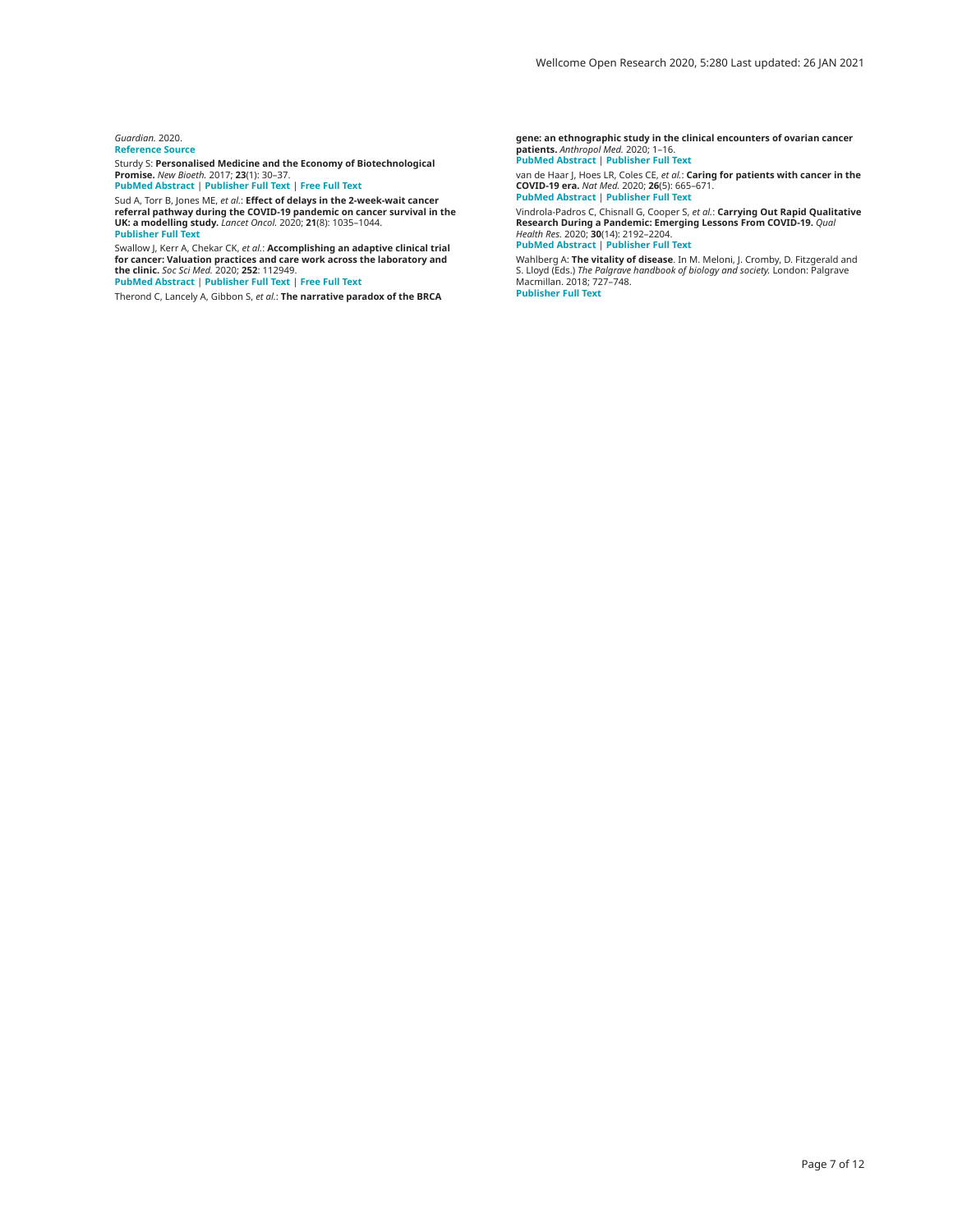*Guardian.* 2020.
**Reference Source**

Sturdy S: **Personalised Medicine and the Economy of Biotechnological Promise.** *New Bioeth.* 2017; **23**(1): 30–37.
**PubMed Abstract** | **Publisher Full Text** | **Free Full Text**

Sud A, Torr B, Jones ME, *et al.*: **Effect of delays in the 2-week-wait cancer referral pathway during the COVID-19 pandemic on cancer survival in the UK: a modelling study.** *Lancet Oncol.* 2020; **21**(8): 1035–1044.
**Publisher Full Text**

Swallow J, Kerr A, Chekar CK, *et al.*: **Accomplishing an adaptive clinical trial for cancer: Valuation practices and care work across the laboratory and the clinic.** *Soc Sci Med.* 2020; **252**: 112949.
**PubMed Abstract** | **Publisher Full Text** | **Free Full Text**

Therond C, Lancely A, Gibbon S, *et al.*: **The narrative paradox of the BRCA gene: an ethnographic study in the clinical encounters of ovarian cancer patients.** *Anthropol Med.* 2020; 1–16.
**PubMed Abstract** | **Publisher Full Text**

van de Haar J, Hoes LR, Coles CE, *et al.*: **Caring for patients with cancer in the COVID-19 era.** *Nat Med.* 2020; **26**(5): 665–671.
**PubMed Abstract** | **Publisher Full Text**

Vindrola-Padros C, Chisnall G, Cooper S, *et al.*: **Carrying Out Rapid Qualitative Research During a Pandemic: Emerging Lessons From COVID-19.** *Qual Health Res.* 2020; **30**(14): 2192–2204.
**PubMed Abstract** | **Publisher Full Text**

Wahlberg A: **The vitality of disease**. In M. Meloni, J. Cromby, D. Fitzgerald and S. Lloyd (Eds.) *The Palgrave handbook of biology and society.* London: Palgrave Macmillan. 2018; 727–748.
**Publisher Full Text**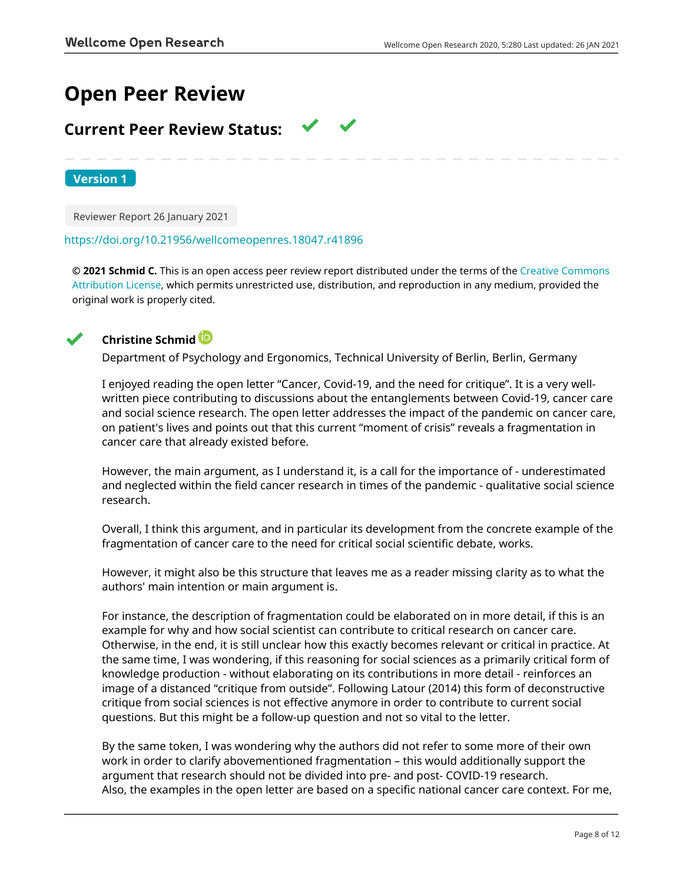# Open Peer Review

## Current Peer Review Status: ✔ ✔

**Version 1**

Reviewer Report 26 January 2021

https://doi.org/10.21956/wellcomeopenres.18047.r41896

**© 2021 Schmid C.** This is an open access peer review report distributed under the terms of the Creative Commons Attribution License, which permits unrestricted use, distribution, and reproduction in any medium, provided the original work is properly cited.

✔ **Christine Schmid**

Department of Psychology and Ergonomics, Technical University of Berlin, Berlin, Germany

I enjoyed reading the open letter "Cancer, Covid-19, and the need for critique". It is a very well-written piece contributing to discussions about the entanglements between Covid-19, cancer care and social science research. The open letter addresses the impact of the pandemic on cancer care, on patient's lives and points out that this current "moment of crisis" reveals a fragmentation in cancer care that already existed before.

However, the main argument, as I understand it, is a call for the importance of - underestimated and neglected within the field cancer research in times of the pandemic - qualitative social science research.

Overall, I think this argument, and in particular its development from the concrete example of the fragmentation of cancer care to the need for critical social scientific debate, works.

However, it might also be this structure that leaves me as a reader missing clarity as to what the authors' main intention or main argument is.

For instance, the description of fragmentation could be elaborated on in more detail, if this is an example for why and how social scientist can contribute to critical research on cancer care. Otherwise, in the end, it is still unclear how this exactly becomes relevant or critical in practice. At the same time, I was wondering, if this reasoning for social sciences as a primarily critical form of knowledge production - without elaborating on its contributions in more detail - reinforces an image of a distanced "critique from outside". Following Latour (2014) this form of deconstructive critique from social sciences is not effective anymore in order to contribute to current social questions. But this might be a follow-up question and not so vital to the letter.

By the same token, I was wondering why the authors did not refer to some more of their own work in order to clarify abovementioned fragmentation – this would additionally support the argument that research should not be divided into pre- and post- COVID-19 research.
Also, the examples in the open letter are based on a specific national cancer care context. For me,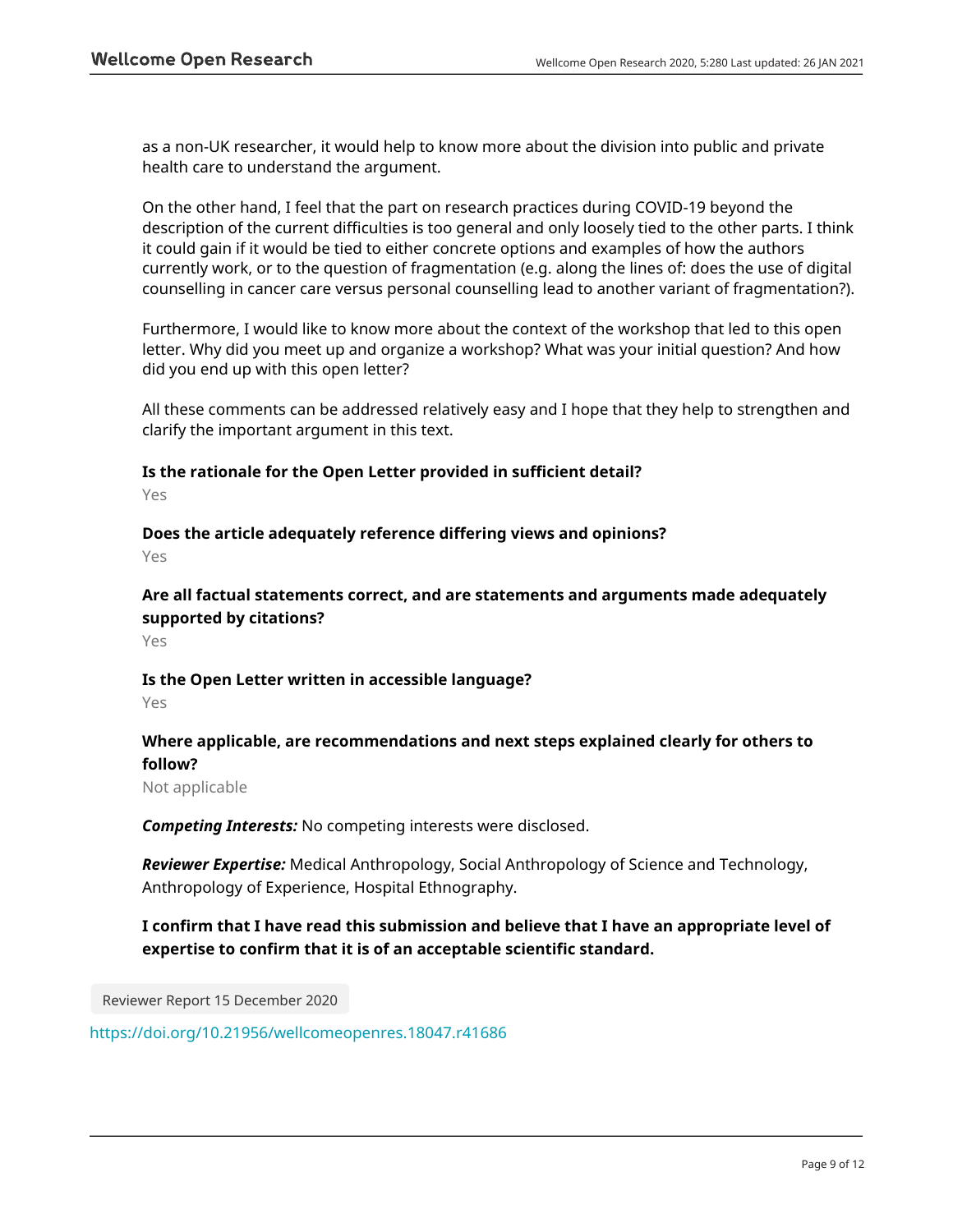as a non-UK researcher, it would help to know more about the division into public and private health care to understand the argument.

On the other hand, I feel that the part on research practices during COVID-19 beyond the description of the current difficulties is too general and only loosely tied to the other parts. I think it could gain if it would be tied to either concrete options and examples of how the authors currently work, or to the question of fragmentation (e.g. along the lines of: does the use of digital counselling in cancer care versus personal counselling lead to another variant of fragmentation?).

Furthermore, I would like to know more about the context of the workshop that led to this open letter. Why did you meet up and organize a workshop? What was your initial question? And how did you end up with this open letter?

All these comments can be addressed relatively easy and I hope that they help to strengthen and clarify the important argument in this text.

**Is the rationale for the Open Letter provided in sufficient detail?**

Yes

**Does the article adequately reference differing views and opinions?**

Yes

**Are all factual statements correct, and are statements and arguments made adequately supported by citations?**

Yes

**Is the Open Letter written in accessible language?**

Yes

**Where applicable, are recommendations and next steps explained clearly for others to follow?**

Not applicable

***Competing Interests:*** No competing interests were disclosed.

***Reviewer Expertise:*** Medical Anthropology, Social Anthropology of Science and Technology, Anthropology of Experience, Hospital Ethnography.

**I confirm that I have read this submission and believe that I have an appropriate level of expertise to confirm that it is of an acceptable scientific standard.**

Reviewer Report 15 December 2020

https://doi.org/10.21956/wellcomeopenres.18047.r41686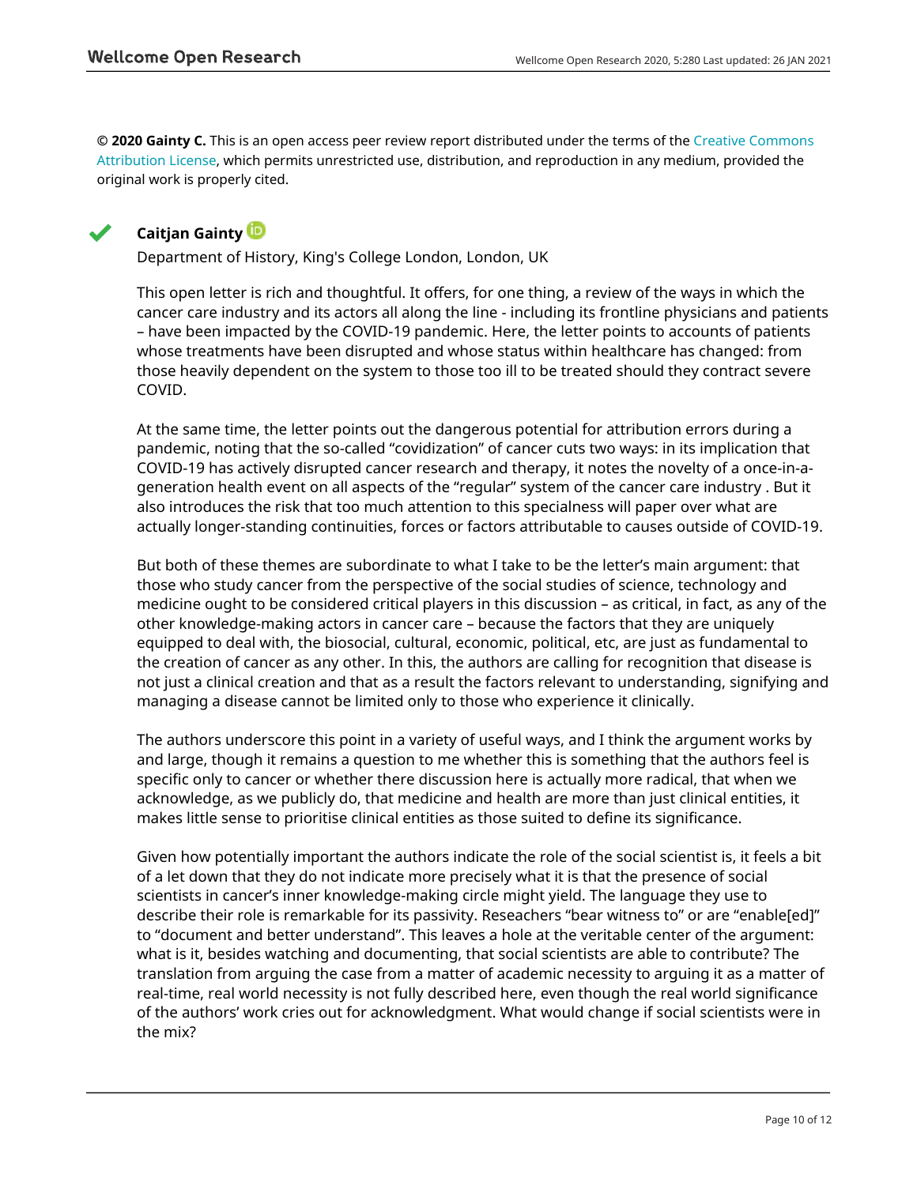**© 2020 Gainty C.** This is an open access peer review report distributed under the terms of the Creative Commons Attribution License, which permits unrestricted use, distribution, and reproduction in any medium, provided the original work is properly cited.

**Caitjan Gainty**

Department of History, King's College London, London, UK

This open letter is rich and thoughtful. It offers, for one thing, a review of the ways in which the cancer care industry and its actors all along the line - including its frontline physicians and patients – have been impacted by the COVID-19 pandemic. Here, the letter points to accounts of patients whose treatments have been disrupted and whose status within healthcare has changed: from those heavily dependent on the system to those too ill to be treated should they contract severe COVID.

At the same time, the letter points out the dangerous potential for attribution errors during a pandemic, noting that the so-called "covidization" of cancer cuts two ways: in its implication that COVID-19 has actively disrupted cancer research and therapy, it notes the novelty of a once-in-a-generation health event on all aspects of the "regular" system of the cancer care industry . But it also introduces the risk that too much attention to this specialness will paper over what are actually longer-standing continuities, forces or factors attributable to causes outside of COVID-19.

But both of these themes are subordinate to what I take to be the letter's main argument: that those who study cancer from the perspective of the social studies of science, technology and medicine ought to be considered critical players in this discussion – as critical, in fact, as any of the other knowledge-making actors in cancer care – because the factors that they are uniquely equipped to deal with, the biosocial, cultural, economic, political, etc, are just as fundamental to the creation of cancer as any other. In this, the authors are calling for recognition that disease is not just a clinical creation and that as a result the factors relevant to understanding, signifying and managing a disease cannot be limited only to those who experience it clinically.

The authors underscore this point in a variety of useful ways, and I think the argument works by and large, though it remains a question to me whether this is something that the authors feel is specific only to cancer or whether there discussion here is actually more radical, that when we acknowledge, as we publicly do, that medicine and health are more than just clinical entities, it makes little sense to prioritise clinical entities as those suited to define its significance.

Given how potentially important the authors indicate the role of the social scientist is, it feels a bit of a let down that they do not indicate more precisely what it is that the presence of social scientists in cancer's inner knowledge-making circle might yield. The language they use to describe their role is remarkable for its passivity. Reseachers "bear witness to" or are "enable[ed]" to "document and better understand". This leaves a hole at the veritable center of the argument: what is it, besides watching and documenting, that social scientists are able to contribute? The translation from arguing the case from a matter of academic necessity to arguing it as a matter of real-time, real world necessity is not fully described here, even though the real world significance of the authors' work cries out for acknowledgment. What would change if social scientists were in the mix?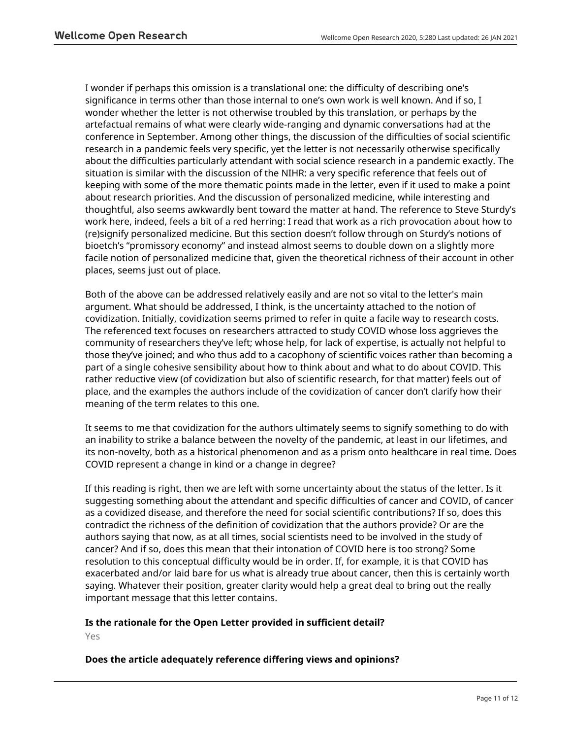I wonder if perhaps this omission is a translational one: the difficulty of describing one's significance in terms other than those internal to one's own work is well known. And if so, I wonder whether the letter is not otherwise troubled by this translation, or perhaps by the artefactual remains of what were clearly wide-ranging and dynamic conversations had at the conference in September. Among other things, the discussion of the difficulties of social scientific research in a pandemic feels very specific, yet the letter is not necessarily otherwise specifically about the difficulties particularly attendant with social science research in a pandemic exactly. The situation is similar with the discussion of the NIHR: a very specific reference that feels out of keeping with some of the more thematic points made in the letter, even if it used to make a point about research priorities. And the discussion of personalized medicine, while interesting and thoughtful, also seems awkwardly bent toward the matter at hand. The reference to Steve Sturdy's work here, indeed, feels a bit of a red herring: I read that work as a rich provocation about how to (re)signify personalized medicine. But this section doesn't follow through on Sturdy's notions of bioetch's "promissory economy" and instead almost seems to double down on a slightly more facile notion of personalized medicine that, given the theoretical richness of their account in other places, seems just out of place.

Both of the above can be addressed relatively easily and are not so vital to the letter's main argument. What should be addressed, I think, is the uncertainty attached to the notion of covidization. Initially, covidization seems primed to refer in quite a facile way to research costs. The referenced text focuses on researchers attracted to study COVID whose loss aggrieves the community of researchers they've left; whose help, for lack of expertise, is actually not helpful to those they've joined; and who thus add to a cacophony of scientific voices rather than becoming a part of a single cohesive sensibility about how to think about and what to do about COVID. This rather reductive view (of covidization but also of scientific research, for that matter) feels out of place, and the examples the authors include of the covidization of cancer don't clarify how their meaning of the term relates to this one.

It seems to me that covidizkation for the authors ultimately seems to signify something to do with an inability to strike a balance between the novelty of the pandemic, at least in our lifetimes, and its non-novelty, both as a historical phenomenon and as a prism onto healthcare in real time. Does COVID represent a change in kind or a change in degree?

If this reading is right, then we are left with some uncertainty about the status of the letter. Is it suggesting something about the attendant and specific difficulties of cancer and COVID, of cancer as a covidized disease, and therefore the need for social scientific contributions? If so, does this contradict the richness of the definition of covidization that the authors provide? Or are the authors saying that now, as at all times, social scientists need to be involved in the study of cancer? And if so, does this mean that their intonation of COVID here is too strong? Some resolution to this conceptual difficulty would be in order. If, for example, it is that COVID has exacerbated and/or laid bare for us what is already true about cancer, then this is certainly worth saying. Whatever their position, greater clarity would help a great deal to bring out the really important message that this letter contains.

**Is the rationale for the Open Letter provided in sufficient detail?**

Yes

**Does the article adequately reference differing views and opinions?**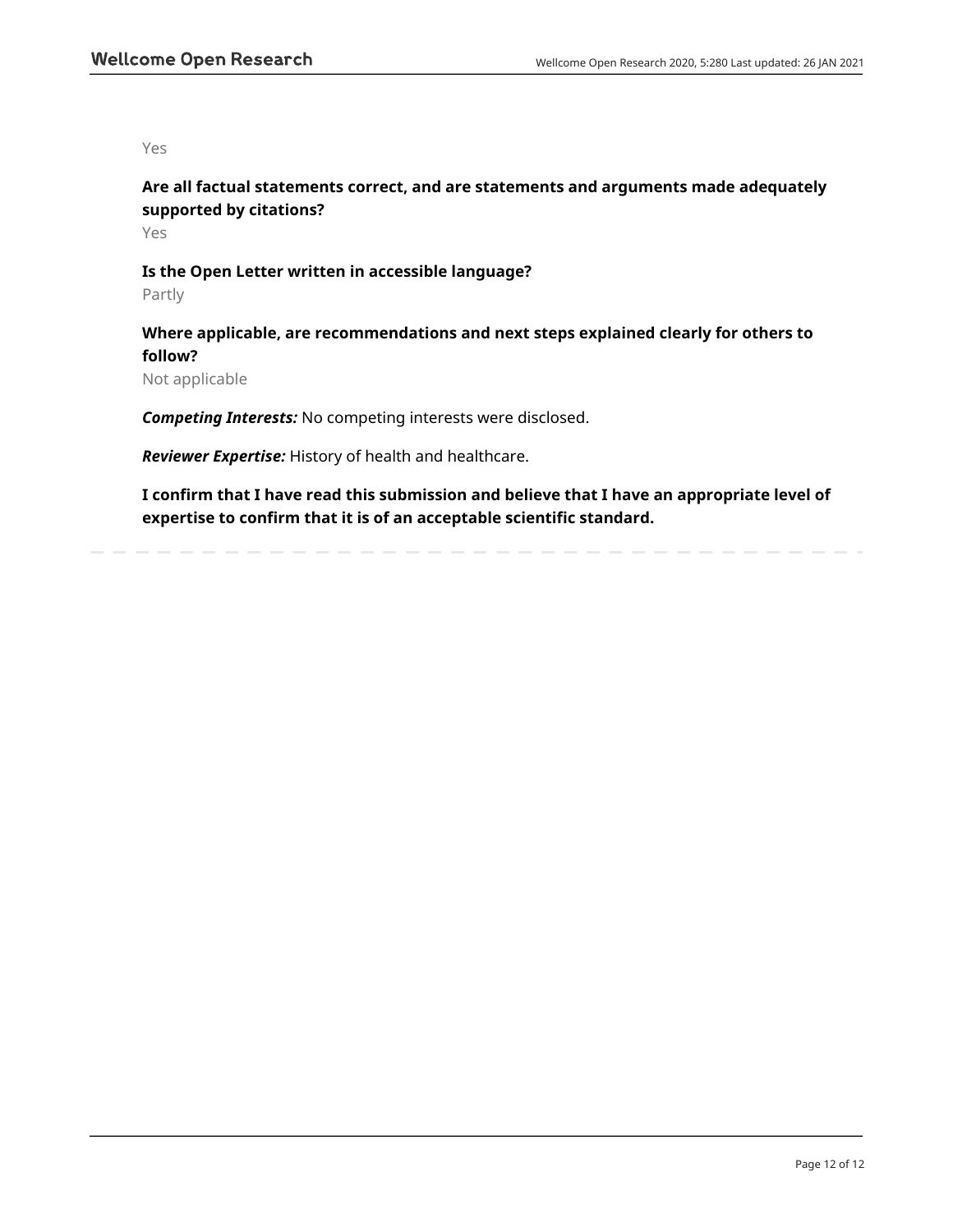Yes

**Are all factual statements correct, and are statements and arguments made adequately supported by citations?**

Yes

**Is the Open Letter written in accessible language?**

Partly

**Where applicable, are recommendations and next steps explained clearly for others to follow?**

Not applicable

***Competing Interests:*** No competing interests were disclosed.

***Reviewer Expertise:*** History of health and healthcare.

**I confirm that I have read this submission and believe that I have an appropriate level of expertise to confirm that it is of an acceptable scientific standard.**